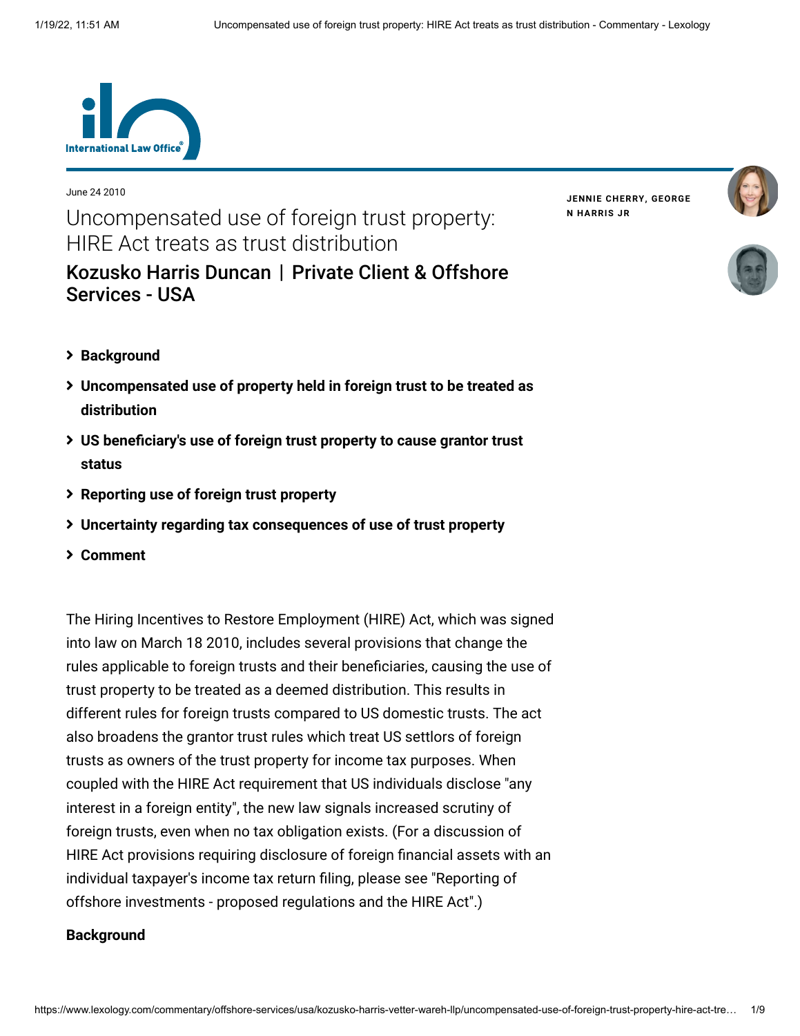June 24 2010

# Uncompensated use of foreign trust property: HIRE Act treats as trust distribution

## Kozusko Harris Duncan | Private Client & Offshore Services - USA

**JENNIE CHERRY, GEORGE N HARRIS JR**

- **Background**
- **Uncompensated use of property held in foreign trust to be treated as distribution**
- **US beneficiary's use of foreign trust property to cause grantor trust status**
- **Reporting use of foreign trust property**
- **Uncertainty regarding tax consequences of use of trust property**
- **Comment**

The Hiring Incentives to Restore Employment (HIRE) Act, which was signed into law on March 18 2010, includes several provisions that change the rules applicable to foreign trusts and their beneficiaries, causing the use of trust property to be treated as a deemed distribution. This results in different rules for foreign trusts compared to US domestic trusts. The act also broadens the grantor trust rules which treat US settlors of foreign trusts as owners of the trust property for income tax purposes. When coupled with the HIRE Act requirement that US individuals disclose "any interest in a foreign entity", the new law signals increased scrutiny of foreign trusts, even when no tax obligation exists. (For a discussion of HIRE Act provisions requiring disclosure of foreign financial assets with an individual taxpayer's income tax return filing, please see "Reporting of offshore investments - proposed regulations and the HIRE Act".)

### Background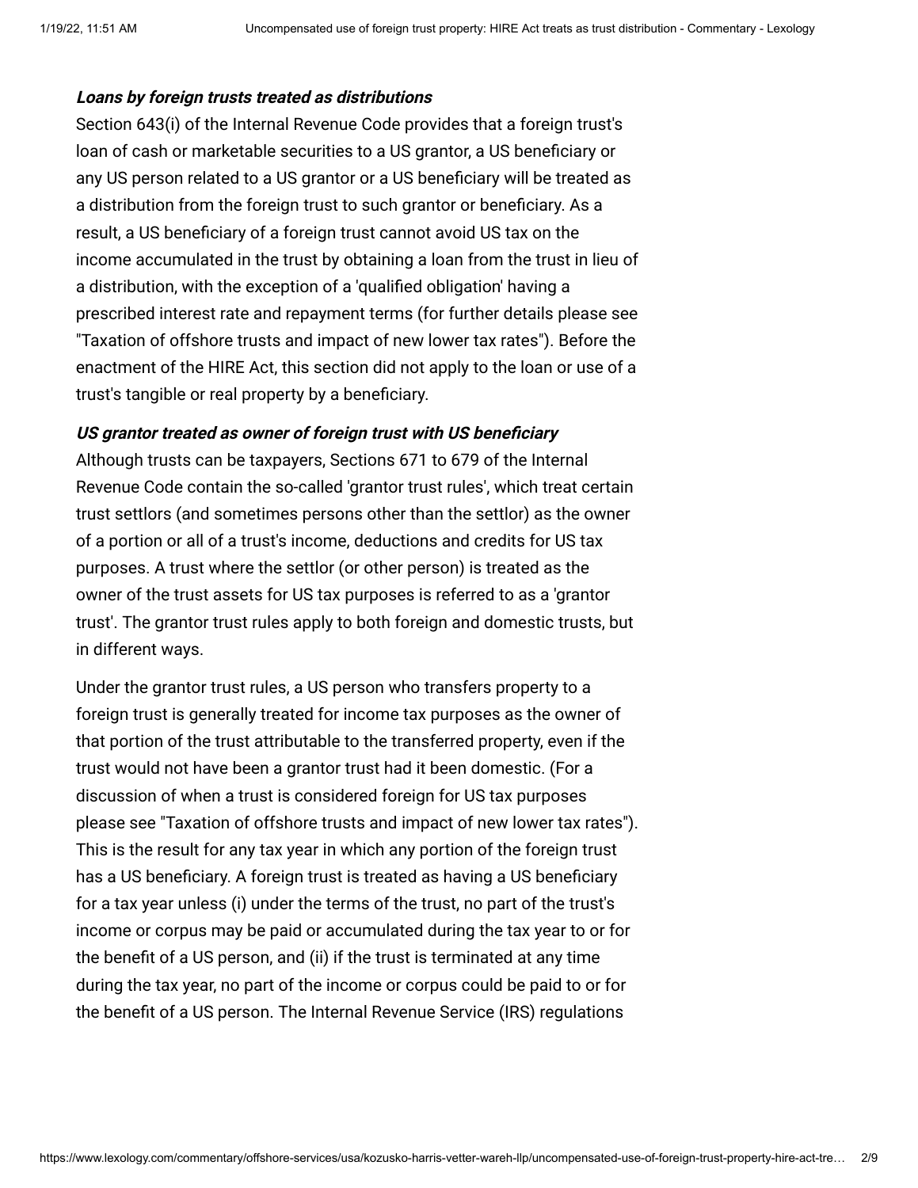***Loans by foreign trusts treated as distributions***

Section 643(i) of the Internal Revenue Code provides that a foreign trust's loan of cash or marketable securities to a US grantor, a US beneficiary or any US person related to a US grantor or a US beneficiary will be treated as a distribution from the foreign trust to such grantor or beneficiary. As a result, a US beneficiary of a foreign trust cannot avoid US tax on the income accumulated in the trust by obtaining a loan from the trust in lieu of a distribution, with the exception of a 'qualified obligation' having a prescribed interest rate and repayment terms (for further details please see "Taxation of offshore trusts and impact of new lower tax rates"). Before the enactment of the HIRE Act, this section did not apply to the loan or use of a trust's tangible or real property by a beneficiary.

***US grantor treated as owner of foreign trust with US beneficiary***

Although trusts can be taxpayers, Sections 671 to 679 of the Internal Revenue Code contain the so-called 'grantor trust rules', which treat certain trust settlors (and sometimes persons other than the settlor) as the owner of a portion or all of a trust's income, deductions and credits for US tax purposes. A trust where the settlor (or other person) is treated as the owner of the trust assets for US tax purposes is referred to as a 'grantor trust'. The grantor trust rules apply to both foreign and domestic trusts, but in different ways.

Under the grantor trust rules, a US person who transfers property to a foreign trust is generally treated for income tax purposes as the owner of that portion of the trust attributable to the transferred property, even if the trust would not have been a grantor trust had it been domestic. (For a discussion of when a trust is considered foreign for US tax purposes please see "Taxation of offshore trusts and impact of new lower tax rates"). This is the result for any tax year in which any portion of the foreign trust has a US beneficiary. A foreign trust is treated as having a US beneficiary for a tax year unless (i) under the terms of the trust, no part of the trust's income or corpus may be paid or accumulated during the tax year to or for the benefit of a US person, and (ii) if the trust is terminated at any time during the tax year, no part of the income or corpus could be paid to or for the benefit of a US person. The Internal Revenue Service (IRS) regulations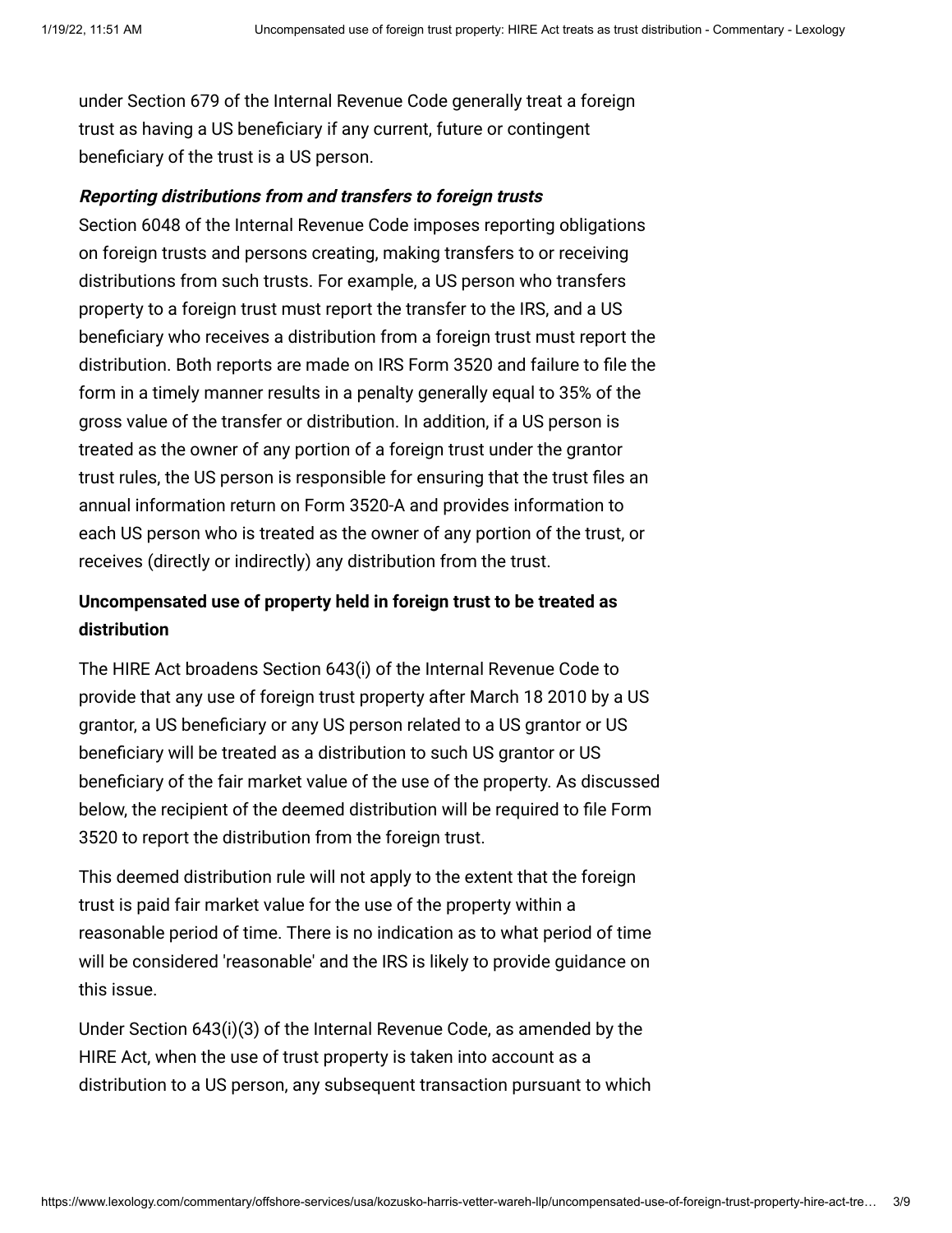under Section 679 of the Internal Revenue Code generally treat a foreign trust as having a US beneficiary if any current, future or contingent beneficiary of the trust is a US person.

***Reporting distributions from and transfers to foreign trusts***

Section 6048 of the Internal Revenue Code imposes reporting obligations on foreign trusts and persons creating, making transfers to or receiving distributions from such trusts. For example, a US person who transfers property to a foreign trust must report the transfer to the IRS, and a US beneficiary who receives a distribution from a foreign trust must report the distribution. Both reports are made on IRS Form 3520 and failure to file the form in a timely manner results in a penalty generally equal to 35% of the gross value of the transfer or distribution. In addition, if a US person is treated as the owner of any portion of a foreign trust under the grantor trust rules, the US person is responsible for ensuring that the trust files an annual information return on Form 3520-A and provides information to each US person who is treated as the owner of any portion of the trust, or receives (directly or indirectly) any distribution from the trust.

**Uncompensated use of property held in foreign trust to be treated as distribution**

The HIRE Act broadens Section 643(i) of the Internal Revenue Code to provide that any use of foreign trust property after March 18 2010 by a US grantor, a US beneficiary or any US person related to a US grantor or US beneficiary will be treated as a distribution to such US grantor or US beneficiary of the fair market value of the use of the property. As discussed below, the recipient of the deemed distribution will be required to file Form 3520 to report the distribution from the foreign trust.

This deemed distribution rule will not apply to the extent that the foreign trust is paid fair market value for the use of the property within a reasonable period of time. There is no indication as to what period of time will be considered 'reasonable' and the IRS is likely to provide guidance on this issue.

Under Section 643(i)(3) of the Internal Revenue Code, as amended by the HIRE Act, when the use of trust property is taken into account as a distribution to a US person, any subsequent transaction pursuant to which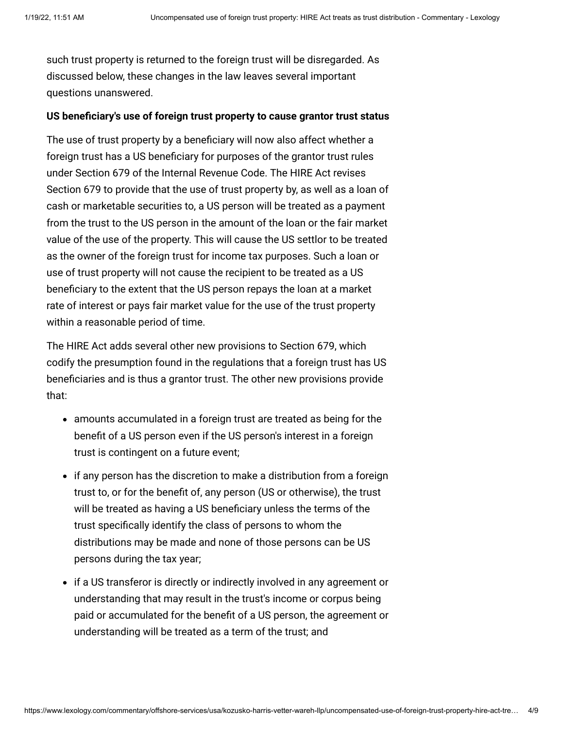such trust property is returned to the foreign trust will be disregarded. As discussed below, these changes in the law leaves several important questions unanswered.

**US beneficiary's use of foreign trust property to cause grantor trust status**

The use of trust property by a beneficiary will now also affect whether a foreign trust has a US beneficiary for purposes of the grantor trust rules under Section 679 of the Internal Revenue Code. The HIRE Act revises Section 679 to provide that the use of trust property by, as well as a loan of cash or marketable securities to, a US person will be treated as a payment from the trust to the US person in the amount of the loan or the fair market value of the use of the property. This will cause the US settlor to be treated as the owner of the foreign trust for income tax purposes. Such a loan or use of trust property will not cause the recipient to be treated as a US beneficiary to the extent that the US person repays the loan at a market rate of interest or pays fair market value for the use of the trust property within a reasonable period of time.

The HIRE Act adds several other new provisions to Section 679, which codify the presumption found in the regulations that a foreign trust has US beneficiaries and is thus a grantor trust. The other new provisions provide that:

- amounts accumulated in a foreign trust are treated as being for the benefit of a US person even if the US person's interest in a foreign trust is contingent on a future event;
- if any person has the discretion to make a distribution from a foreign trust to, or for the benefit of, any person (US or otherwise), the trust will be treated as having a US beneficiary unless the terms of the trust specifically identify the class of persons to whom the distributions may be made and none of those persons can be US persons during the tax year;
- if a US transferor is directly or indirectly involved in any agreement or understanding that may result in the trust's income or corpus being paid or accumulated for the benefit of a US person, the agreement or understanding will be treated as a term of the trust; and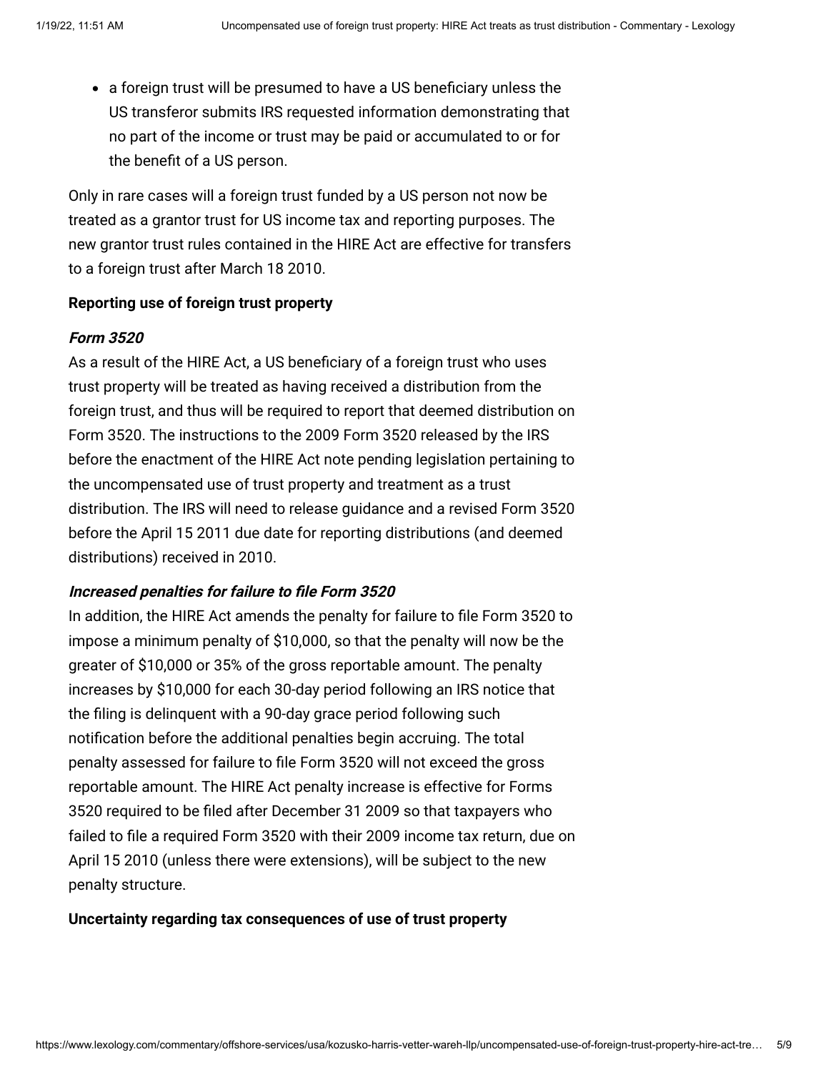- a foreign trust will be presumed to have a US beneficiary unless the US transferor submits IRS requested information demonstrating that no part of the income or trust may be paid or accumulated to or for the benefit of a US person.

Only in rare cases will a foreign trust funded by a US person not now be treated as a grantor trust for US income tax and reporting purposes. The new grantor trust rules contained in the HIRE Act are effective for transfers to a foreign trust after March 18 2010.

**Reporting use of foreign trust property**

***Form 3520***

As a result of the HIRE Act, a US beneficiary of a foreign trust who uses trust property will be treated as having received a distribution from the foreign trust, and thus will be required to report that deemed distribution on Form 3520. The instructions to the 2009 Form 3520 released by the IRS before the enactment of the HIRE Act note pending legislation pertaining to the uncompensated use of trust property and treatment as a trust distribution. The IRS will need to release guidance and a revised Form 3520 before the April 15 2011 due date for reporting distributions (and deemed distributions) received in 2010.

***Increased penalties for failure to file Form 3520***

In addition, the HIRE Act amends the penalty for failure to file Form 3520 to impose a minimum penalty of $10,000, so that the penalty will now be the greater of $10,000 or 35% of the gross reportable amount. The penalty increases by $10,000 for each 30-day period following an IRS notice that the filing is delinquent with a 90-day grace period following such notification before the additional penalties begin accruing. The total penalty assessed for failure to file Form 3520 will not exceed the gross reportable amount. The HIRE Act penalty increase is effective for Forms 3520 required to be filed after December 31 2009 so that taxpayers who failed to file a required Form 3520 with their 2009 income tax return, due on April 15 2010 (unless there were extensions), will be subject to the new penalty structure.

**Uncertainty regarding tax consequences of use of trust property**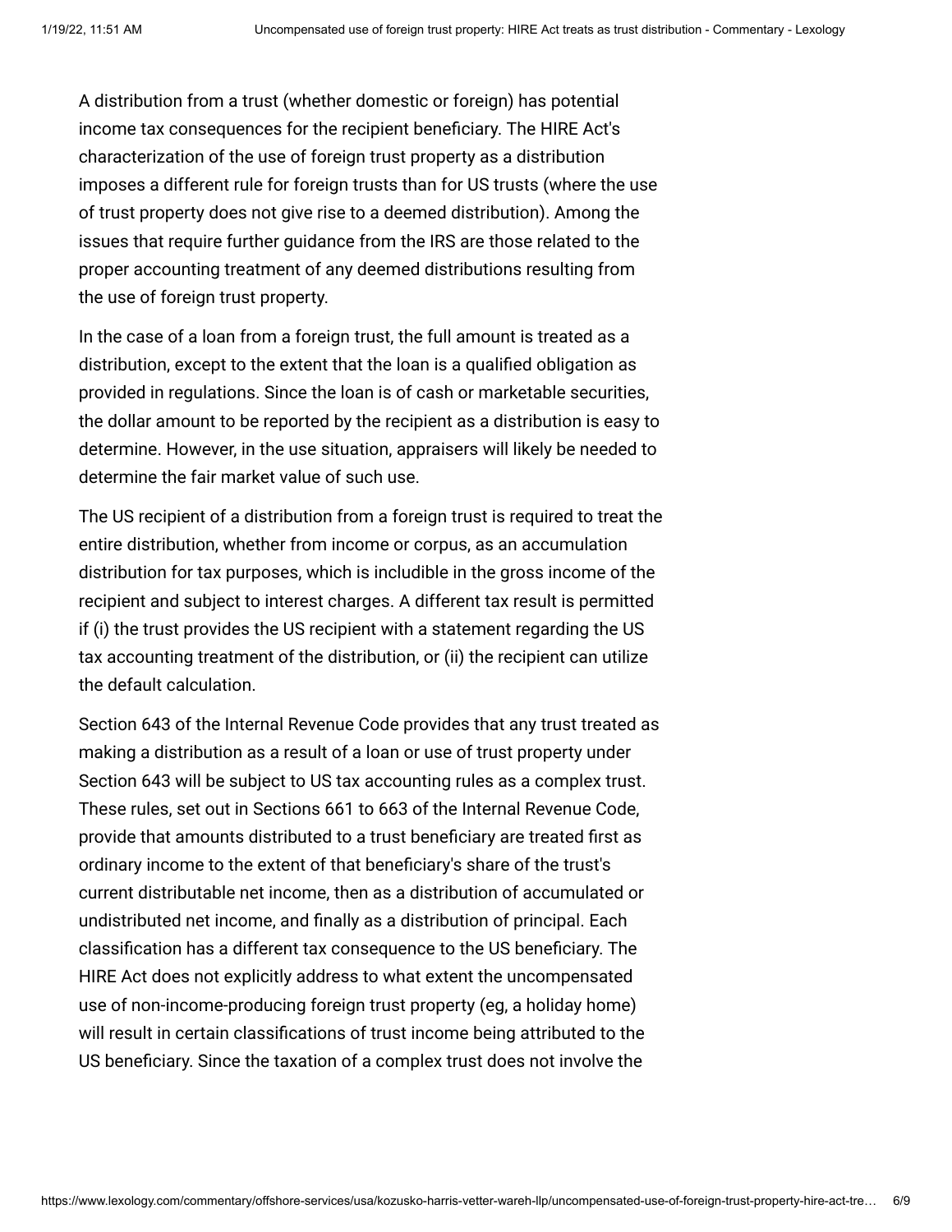A distribution from a trust (whether domestic or foreign) has potential income tax consequences for the recipient beneficiary. The HIRE Act's characterization of the use of foreign trust property as a distribution imposes a different rule for foreign trusts than for US trusts (where the use of trust property does not give rise to a deemed distribution). Among the issues that require further guidance from the IRS are those related to the proper accounting treatment of any deemed distributions resulting from the use of foreign trust property.

In the case of a loan from a foreign trust, the full amount is treated as a distribution, except to the extent that the loan is a qualified obligation as provided in regulations. Since the loan is of cash or marketable securities, the dollar amount to be reported by the recipient as a distribution is easy to determine. However, in the use situation, appraisers will likely be needed to determine the fair market value of such use.

The US recipient of a distribution from a foreign trust is required to treat the entire distribution, whether from income or corpus, as an accumulation distribution for tax purposes, which is includible in the gross income of the recipient and subject to interest charges. A different tax result is permitted if (i) the trust provides the US recipient with a statement regarding the US tax accounting treatment of the distribution, or (ii) the recipient can utilize the default calculation.

Section 643 of the Internal Revenue Code provides that any trust treated as making a distribution as a result of a loan or use of trust property under Section 643 will be subject to US tax accounting rules as a complex trust. These rules, set out in Sections 661 to 663 of the Internal Revenue Code, provide that amounts distributed to a trust beneficiary are treated first as ordinary income to the extent of that beneficiary's share of the trust's current distributable net income, then as a distribution of accumulated or undistributed net income, and finally as a distribution of principal. Each classification has a different tax consequence to the US beneficiary. The HIRE Act does not explicitly address to what extent the uncompensated use of non-income-producing foreign trust property (eg, a holiday home) will result in certain classifications of trust income being attributed to the US beneficiary. Since the taxation of a complex trust does not involve the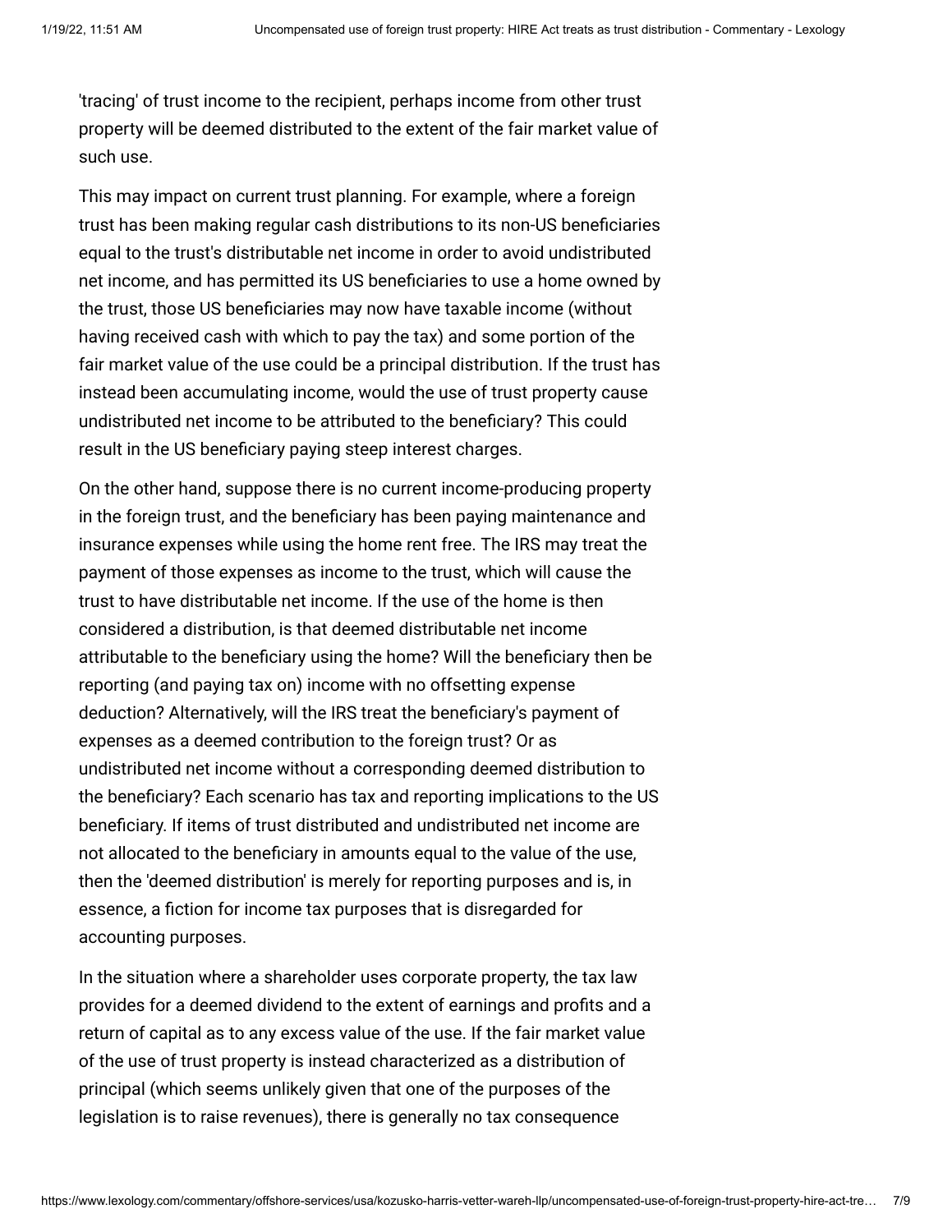'tracing' of trust income to the recipient, perhaps income from other trust property will be deemed distributed to the extent of the fair market value of such use.

This may impact on current trust planning. For example, where a foreign trust has been making regular cash distributions to its non-US beneficiaries equal to the trust's distributable net income in order to avoid undistributed net income, and has permitted its US beneficiaries to use a home owned by the trust, those US beneficiaries may now have taxable income (without having received cash with which to pay the tax) and some portion of the fair market value of the use could be a principal distribution. If the trust has instead been accumulating income, would the use of trust property cause undistributed net income to be attributed to the beneficiary? This could result in the US beneficiary paying steep interest charges.

On the other hand, suppose there is no current income-producing property in the foreign trust, and the beneficiary has been paying maintenance and insurance expenses while using the home rent free. The IRS may treat the payment of those expenses as income to the trust, which will cause the trust to have distributable net income. If the use of the home is then considered a distribution, is that deemed distributable net income attributable to the beneficiary using the home? Will the beneficiary then be reporting (and paying tax on) income with no offsetting expense deduction? Alternatively, will the IRS treat the beneficiary's payment of expenses as a deemed contribution to the foreign trust? Or as undistributed net income without a corresponding deemed distribution to the beneficiary? Each scenario has tax and reporting implications to the US beneficiary. If items of trust distributed and undistributed net income are not allocated to the beneficiary in amounts equal to the value of the use, then the 'deemed distribution' is merely for reporting purposes and is, in essence, a fiction for income tax purposes that is disregarded for accounting purposes.

In the situation where a shareholder uses corporate property, the tax law provides for a deemed dividend to the extent of earnings and profits and a return of capital as to any excess value of the use. If the fair market value of the use of trust property is instead characterized as a distribution of principal (which seems unlikely given that one of the purposes of the legislation is to raise revenues), there is generally no tax consequence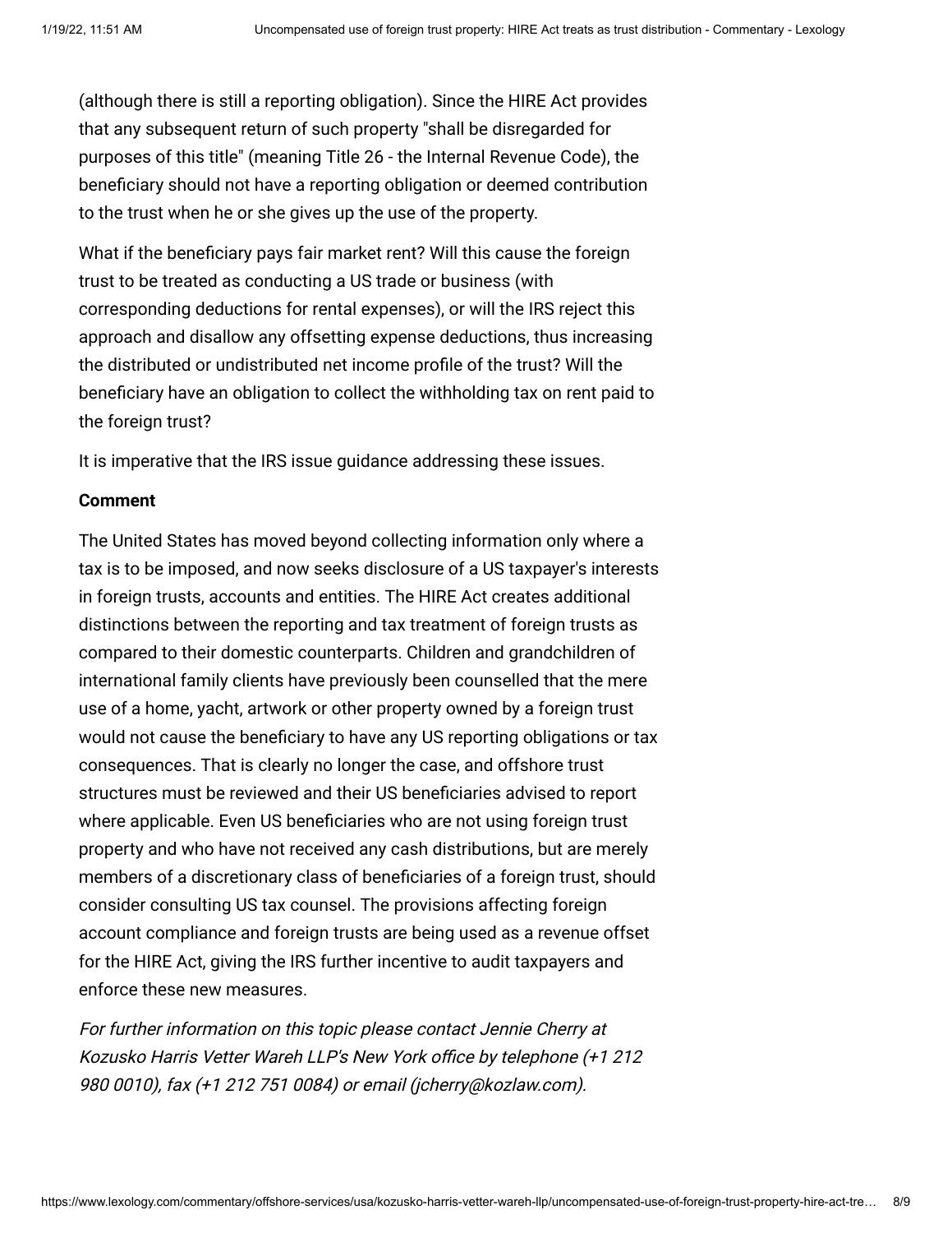(although there is still a reporting obligation). Since the HIRE Act provides that any subsequent return of such property "shall be disregarded for purposes of this title" (meaning Title 26 - the Internal Revenue Code), the beneficiary should not have a reporting obligation or deemed contribution to the trust when he or she gives up the use of the property.

What if the beneficiary pays fair market rent? Will this cause the foreign trust to be treated as conducting a US trade or business (with corresponding deductions for rental expenses), or will the IRS reject this approach and disallow any offsetting expense deductions, thus increasing the distributed or undistributed net income profile of the trust? Will the beneficiary have an obligation to collect the withholding tax on rent paid to the foreign trust?

It is imperative that the IRS issue guidance addressing these issues.

**Comment**

The United States has moved beyond collecting information only where a tax is to be imposed, and now seeks disclosure of a US taxpayer's interests in foreign trusts, accounts and entities. The HIRE Act creates additional distinctions between the reporting and tax treatment of foreign trusts as compared to their domestic counterparts. Children and grandchildren of international family clients have previously been counselled that the mere use of a home, yacht, artwork or other property owned by a foreign trust would not cause the beneficiary to have any US reporting obligations or tax consequences. That is clearly no longer the case, and offshore trust structures must be reviewed and their US beneficiaries advised to report where applicable. Even US beneficiaries who are not using foreign trust property and who have not received any cash distributions, but are merely members of a discretionary class of beneficiaries of a foreign trust, should consider consulting US tax counsel. The provisions affecting foreign account compliance and foreign trusts are being used as a revenue offset for the HIRE Act, giving the IRS further incentive to audit taxpayers and enforce these new measures.

*For further information on this topic please contact Jennie Cherry at Kozusko Harris Vetter Wareh LLP's New York office by telephone (+1 212 980 0010), fax (+1 212 751 0084) or email (jcherry@kozlaw.com).*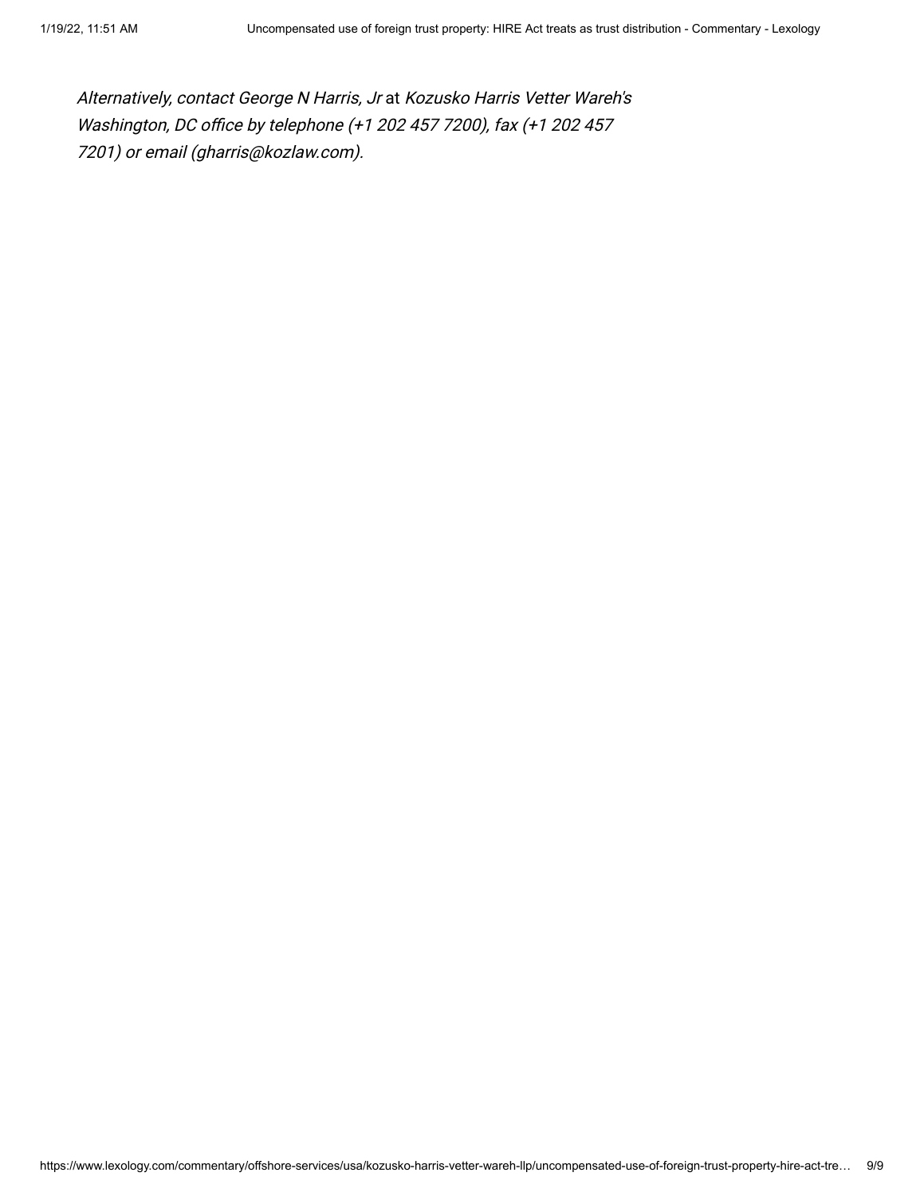*Alternatively, contact George N Harris, Jr* at *Kozusko Harris Vetter Wareh's Washington, DC office by telephone (+1 202 457 7200), fax (+1 202 457 7201) or email (gharris@kozlaw.com).*